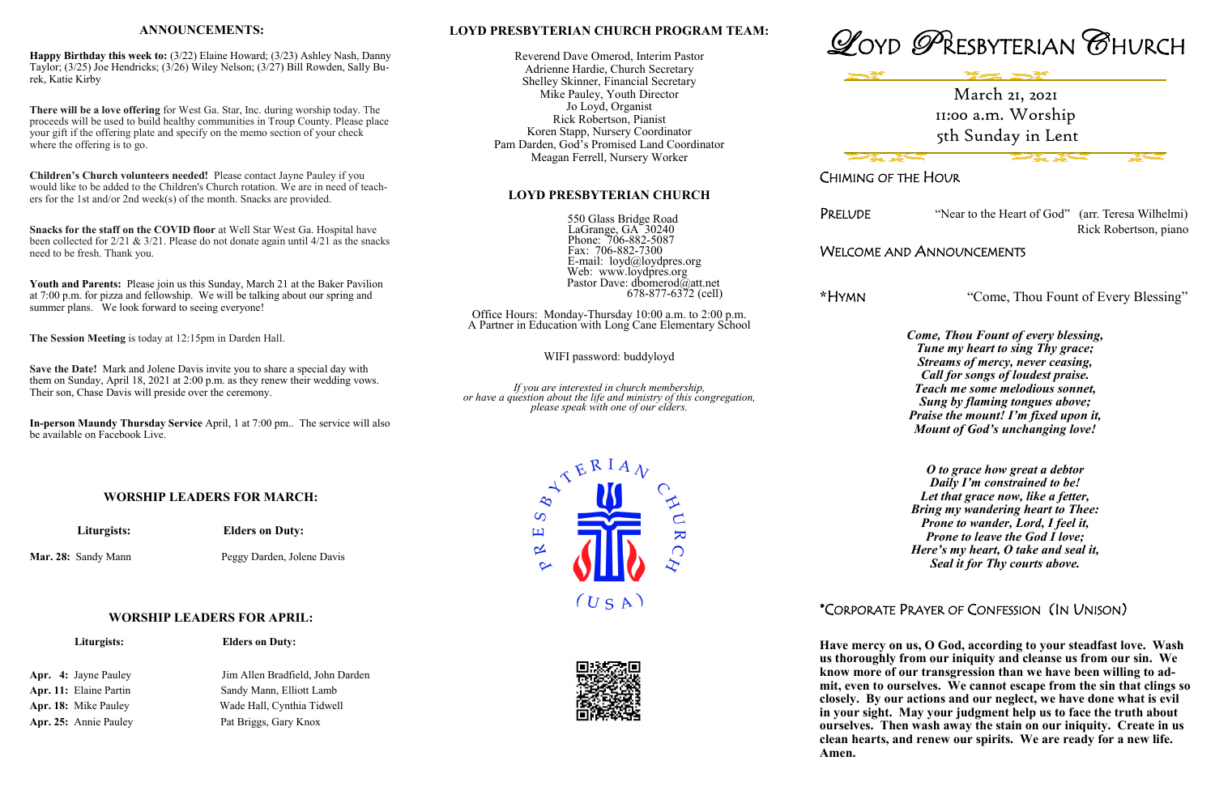## ANNOUNCEMENTS:

**Happy Birthday this week to:** (3/22) Elaine Howard; (3/23) Ashley Nash, Danny Taylor; (3/25) Joe Hendricks; (3/26) Wiley Nelson; (3/27) Bill Rowden, Sally Burek, Katie Kirby

**There will be a love offering** for West Ga. Star, Inc. during worship today. The proceeds will be used to build healthy communities in Troup County. Please place your gift if the offering plate and specify on the memo section of your check where the offering is to go.

**Children's Church volunteers needed!** Please contact Jayne Pauley if you would like to be added to the Children's Church rotation. We are in need of teachers for the 1st and/or 2nd week(s) of the month. Snacks are provided.

**Snacks for the staff on the COVID floor** at Well Star West Ga. Hospital have been collected for 2/21 & 3/21. Please do not donate again until 4/21 as the snacks need to be fresh. Thank you.

**Youth and Parents:** Please join us this Sunday, March 21 at the Baker Pavilion at 7:00 p.m. for pizza and fellowship. We will be talking about our spring and summer plans. We look forward to seeing everyone!

**The Session Meeting** is today at 12:15pm in Darden Hall.

**Save the Date!** Mark and Jolene Davis invite you to share a special day with them on Sunday, April 18, 2021 at 2:00 p.m. as they renew their wedding vows. Their son, Chase Davis will preside over the ceremony.

**In-person Maundy Thursday Service** April, 1 at 7:00 pm.. The service will also be available on Facebook Live.

### WORSHIP LEADERS FOR MARCH:

| Liturgists: | Elders on Duty: |
|---|---|
| **Mar. 28:** Sandy Mann | Peggy Darden, Jolene Davis |

### WORSHIP LEADERS FOR APRIL:

| Liturgists: | Elders on Duty: |
|---|---|
| **Apr. 4:** Jayne Pauley | Jim Allen Bradfield, John Darden |
| **Apr. 11:** Elaine Partin | Sandy Mann, Elliott Lamb |
| **Apr. 18:** Mike Pauley | Wade Hall, Cynthia Tidwell |
| **Apr. 25:** Annie Pauley | Pat Briggs, Gary Knox |

## LOYD PRESBYTERIAN CHURCH PROGRAM TEAM:

Reverend Dave Omerod, Interim Pastor
Adrienne Hardie, Church Secretary
Shelley Skinner, Financial Secretary
Mike Pauley, Youth Director
Jo Loyd, Organist
Rick Robertson, Pianist
Koren Stapp, Nursery Coordinator
Pam Darden, God's Promised Land Coordinator
Meagan Ferrell, Nursery Worker

## LOYD PRESBYTERIAN CHURCH

550 Glass Bridge Road
LaGrange, GA 30240
Phone: 706-882-5087
Fax: 706-882-7300
E-mail: loyd@loydpres.org
Web: www.loydpres.org
Pastor Dave: dbomerod@att.net
678-877-6372 (cell)

Office Hours: Monday-Thursday 10:00 a.m. to 2:00 p.m.
A Partner in Education with Long Cane Elementary School

WIFI password: buddyloyd

*If you are interested in church membership, or have a question about the life and ministry of this congregation, please speak with one of our elders.*

PRESBYTERIAN CHURCH (USA)

# LOYD PRESBYTERIAN CHURCH

March 21, 2021
11:00 a.m. Worship
5th Sunday in Lent

## CHIMING OF THE HOUR

**PRELUDE** "Near to the Heart of God" (arr. Teresa Wilhelmi)
Rick Robertson, piano

## WELCOME AND ANNOUNCEMENTS

**\*HYMN** "Come, Thou Fount of Every Blessing"

***Come, Thou Fount of every blessing,***
***Tune my heart to sing Thy grace;***
***Streams of mercy, never ceasing,***
***Call for songs of loudest praise.***
***Teach me some melodious sonnet,***
***Sung by flaming tongues above;***
***Praise the mount! I'm fixed upon it,***
***Mount of God's unchanging love!***

***O to grace how great a debtor***
***Daily I'm constrained to be!***
***Let that grace now, like a fetter,***
***Bring my wandering heart to Thee:***
***Prone to wander, Lord, I feel it,***
***Prone to leave the God I love;***
***Here's my heart, O take and seal it,***
***Seal it for Thy courts above.***

## \*CORPORATE PRAYER OF CONFESSION (IN UNISON)

**Have mercy on us, O God, according to your steadfast love. Wash us thoroughly from our iniquity and cleanse us from our sin. We know more of our transgression than we have been willing to admit, even to ourselves. We cannot escape from the sin that clings so closely. By our actions and our neglect, we have done what is evil in your sight. May your judgment help us to face the truth about ourselves. Then wash away the stain on our iniquity. Create in us clean hearts, and renew our spirits. We are ready for a new life. Amen.**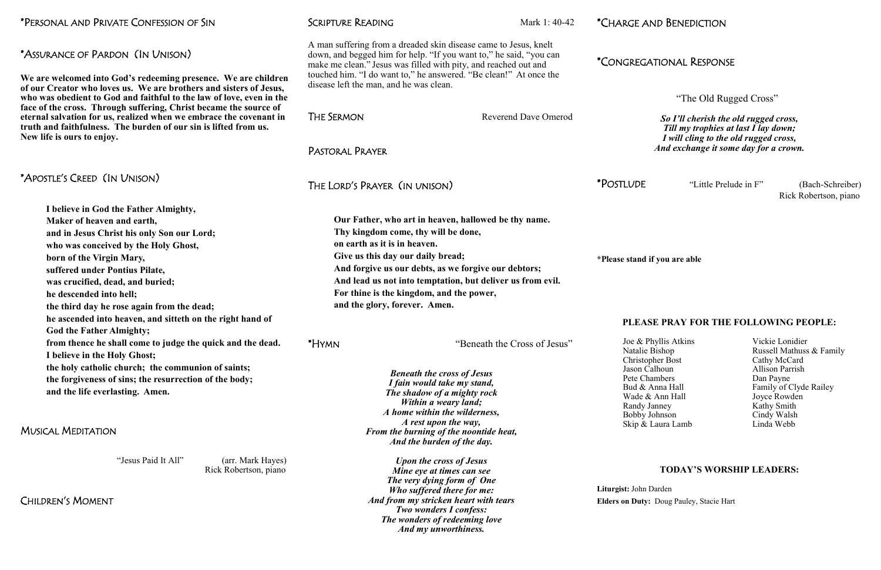## *Personal and Private Confession of Sin

## *Assurance of Pardon (In Unison)

**We are welcomed into God's redeeming presence. We are children of our Creator who loves us. We are brothers and sisters of Jesus, who was obedient to God and faithful to the law of love, even in the face of the cross. Through suffering, Christ became the source of eternal salvation for us, realized when we embrace the covenant in truth and faithfulness. The burden of our sin is lifted from us. New life is ours to enjoy.**

## *Apostle's Creed (In Unison)

**I believe in God the Father Almighty,**
**Maker of heaven and earth,**
**and in Jesus Christ his only Son our Lord;**
**who was conceived by the Holy Ghost,**
**born of the Virgin Mary,**
**suffered under Pontius Pilate,**
**was crucified, dead, and buried;**
**he descended into hell;**
**the third day he rose again from the dead;**
**he ascended into heaven, and sitteth on the right hand of God the Father Almighty;**
**from thence he shall come to judge the quick and the dead.**
**I believe in the Holy Ghost;**
**the holy catholic church; the communion of saints;**
**the forgiveness of sins; the resurrection of the body;**
**and the life everlasting. Amen.**

## Musical Meditation

"Jesus Paid It All" (arr. Mark Hayes)
Rick Robertson, piano

## Children's Moment

## Scripture Reading — Mark 1: 40-42

A man suffering from a dreaded skin disease came to Jesus, knelt down, and begged him for help. "If you want to," he said, "you can make me clean." Jesus was filled with pity, and reached out and touched him. "I do want to," he answered. "Be clean!" At once the disease left the man, and he was clean.

## The Sermon — Reverend Dave Omerod

## Pastoral Prayer

## The Lord's Prayer (in unison)

**Our Father, who art in heaven, hallowed be thy name.**
**Thy kingdom come, thy will be done,**
**on earth as it is in heaven.**
**Give us this day our daily bread;**
**And forgive us our debts, as we forgive our debtors;**
**And lead us not into temptation, but deliver us from evil.**
**For thine is the kingdom, and the power,**
**and the glory, forever. Amen.**

## *Hymn — "Beneath the Cross of Jesus"

***Beneath the cross of Jesus***
***I fain would take my stand,***
***The shadow of a mighty rock***
***Within a weary land;***
***A home within the wilderness,***
***A rest upon the way,***
***From the burning of the noontide heat,***
***And the burden of the day.***

***Upon the cross of Jesus***
***Mine eye at times can see***
***The very dying form of One***
***Who suffered there for me:***
***And from my stricken heart with tears***
***Two wonders I confess:***
***The wonders of redeeming love***
***And my unworthiness.***

## *Charge and Benediction

## *Congregational Response

"The Old Rugged Cross"

***So I'll cherish the old rugged cross,***
***Till my trophies at last I lay down;***
***I will cling to the old rugged cross,***
***And exchange it some day for a crown.***

## *Postlude

"Little Prelude in F" (Bach-Schreiber)
Rick Robertson, piano

**\*Please stand if you are able**

### PLEASE PRAY FOR THE FOLLOWING PEOPLE:

| | |
|---|---|
| Joe & Phyllis Atkins | Vickie Lonidier |
| Natalie Bishop | Russell Mathuss & Family |
| Christopher Bost | Cathy McCard |
| Jason Calhoun | Allison Parrish |
| Pete Chambers | Dan Payne |
| Bud & Anna Hall | Family of Clyde Railey |
| Wade & Ann Hall | Joyce Rowden |
| Randy Janney | Kathy Smith |
| Bobby Johnson | Cindy Walsh |
| Skip & Laura Lamb | Linda Webb |

### TODAY'S WORSHIP LEADERS:

**Liturgist:** John Darden

**Elders on Duty:** Doug Pauley, Stacie Hart